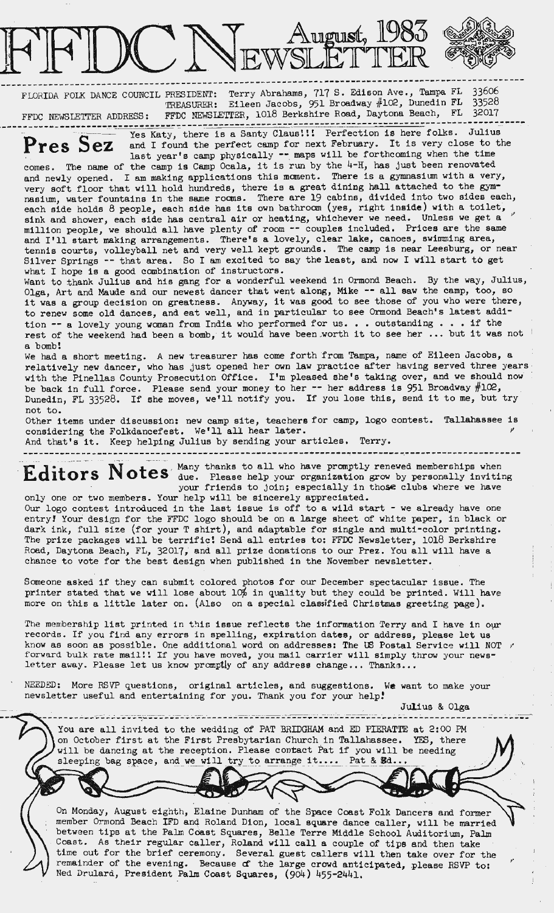# FFDC NEWSLETTER August, 1983

FLORIDA FOLK DANCE COUNCIL PRESIDENT: Terry Abrahams, 717 S. Edison Ave., Tampa FL 33606
TREASURER: Eileen Jacobs, 951 Broadway #102, Dunedin FL 33528
FFDC NEWSLETTER ADDRESS: FFDC NEWSLETTER, 1018 Berkshire Road, Daytona Beach, FL 32017

## Pres Sez

Yes Katy, there is a Santy Claus!!! Perfection is here folks. Julius and I found the perfect camp for next February. It is very close to the last year's camp physically -- maps will be forthcoming when the time comes. The name of the camp is Camp Ocala, it is run by the 4-H, has just been renovated and newly opened. I am making applications this moment. There is a gymnasium with a very, very soft floor that will hold hundreds, there is a great dining hall attached to the gymnasium, water fountains in the same rooms. There are 19 cabins, divided into two sides each, each side holds 8 people, each side has its own bathroom (yes, right inside) with a toilet, sink and shower, each side has central air or heating, whichever we need. Unless we get a million people, we should all have plenty of room -- couples included. Prices are the same and I'll start making arrangements. There's a lovely, clear lake, canoes, swimming area, tennis courts, volleyball net and very well kept grounds. The camp is near Leesburg, or near Silver Springs -- that area. So I am excited to say the least, and now I will start to get what I hope is a good combination of instructors.

Want to thank Julius and his gang for a wonderful weekend in Ormond Beach. By the way, Julius, Olga, Art and Maude and our newest dancer that went along, Mike -- all saw the camp, too, so it was a group decision on greatness. Anyway, it was good to see those of you who were there, to renew some old dances, and eat well, and in particular to see Ormond Beach's latest addition -- a lovely young woman from India who performed for us. . . outstanding . . . if the rest of the weekend had been a bomb, it would have been worth it to see her ... but it was not a bomb!

We had a short meeting. A new treasurer has come forth from Tampa, name of Eileen Jacobs, a relatively new dancer, who has just opened her own law practice after having served three years with the Pinellas County Prosecution Office. I'm pleased she's taking over, and we should now be back in full force. Please send your money to her -- her address is 951 Broadway #102, Dunedin, FL 33528. If she moves, we'll notify you. If you lose this, send it to me, but try not to.

Other items under discussion: new camp site, teachers for camp, logo contest. Tallahassee is considering the Folkdancefest. We'll all hear later.

And that's it. Keep helping Julius by sending your articles. Terry.

## Editors Notes

Many thanks to all who have promptly renewed memberships when due. Please help your organization grow by personally inviting your friends to join; especially in those clubs where we have only one or two members. Your help will be sincerely appreciated.

Our logo contest introduced in the last issue is off to a wild start - we already have one entry! Your design for the FFDC logo should be on a large sheet of white paper, in black or dark ink, full size (for your T shirt), and adaptable for single and multi-color printing. The prize packages will be terrific! Send all entries to: FFDC Newsletter, 1018 Berkshire Road, Daytona Beach, FL, 32017, and all prize donations to our Prez. You all will have a chance to vote for the best design when published in the November newsletter.

Someone asked if they can submit colored photos for our December spectacular issue. The printer stated that we will lose about 10% in quality but they could be printed. Will have more on this a little later on. (Also on a special classified Christmas greeting page).

The membership list printed in this issue reflects the information Terry and I have in our records. If you find any errors in spelling, expiration dates, or address, please let us know as soon as possible. One additional word on addresses: The US Postal Service will NOT forward bulk rate mail!! If you have moved, you mail carrier will simply throw your newsletter away. Please let us know promptly of any address change... Thanks...

NEEDED: More RSVP questions, original articles, and suggestions. We want to make your newsletter useful and entertaining for you. Thank you for your help!

Julius & Olga

---

You are all invited to the wedding of PAT BRIDGHAM and ED PIERATTE at 2:00 PM on October first at the First Presbyterian Church in Tallahassee. YES, there will be dancing at the reception. Please contact Pat if you will be needing sleeping bag space, and we will try to arrange it.... Pat & Ed...

On Monday, August eighth, Elaine Dunham of the Space Coast Folk Dancers and former member Ormond Beach IFD and Roland Dion, local square dance caller, will be married between tips at the Palm Coast Squares, Belle Terre Middle School Auditorium, Palm Coast. As their regular caller, Roland will call a couple of tips and then take time out for the brief ceremony. Several guest callers will then take over for the remainder of the evening. Because of the large crowd anticipated, please RSVP to: Ned Drulard, President Palm Coast Squares, (904) 455-2441.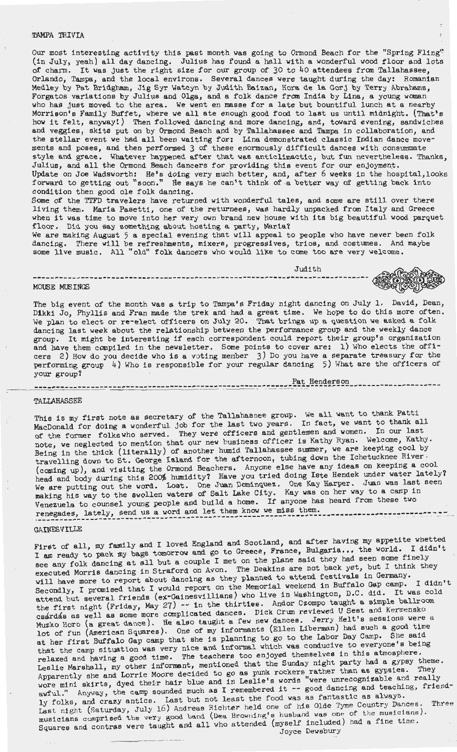## TAMPA TRIVIA

Our most interesting activity this past month was going to Ormond Beach for the "Spring Fling" (in July, yeah) all day dancing. Julius has found a hall with a wonderful wood floor and lots of charm. It was just the right size for our group of 30 to 40 attendees from Tallahassee, Orlando, Tampa, and the local environs. Several dances were taught during the day: Romanian Medley by Pat Bridgham, Jig Syr Watcyn by Judith Baizan, Hora de la Gorj by Terry Abrahams, Forgatos variations by Julius and Olga, and a folk dance from India by Lina, a young woman who has just moved to the area. We went en masse for a late but bountiful lunch at a nearby Morrison's Family Buffet, where we all ate enough good food to last us until midnight. (That's how it felt, anyway!) Then followed dancing and more dancing, and, toward evening, sandwiches and veggies, skits put on by Ormond Beach and by Tallahassee and Tampa in collaboration, and the stellar event we had all been waiting for: Lina demonstrated classic Indian dance movements and poses, and then performed 3 of these enormously difficult dances with consummate style and grace. Whatever happened after that was anticlimactic, but fun nevertheless. Thanks, Julius, and all the Ormond Beach dancers for providing this event for our enjoyment.

Update on Joe Wadsworth: He's doing very much better, and, after 6 weeks in the hospital, looks forward to getting out "soon." He says he can't think of a better way of getting back into condition then good ole folk dancing.

Some of the TIFD travelers have returned with wonderful tales, and some are still over there living them. Maria Pasetti, one of the returnees, was hardly unpacked from Italy and Greece when it was time to move into her very own brand new house with its big beautiful wood parquet floor. Did you say something about hosting a party, Maria?

We are making August 5 a special evening that will appeal to people who have never been folk dancing. There will be refreshments, mixers, progressives, trios, and costumes. And maybe some live music. All "old" folk dancers who would like to come too are very welcome.

Judith

## MOUSE MUSINGS

The big event of the month was a trip to Tampa's Friday night dancing on July 1. David, Dean, Dikki Jo, Phyllis and Fran made the trek and had a great time. We hope to do this more often. We plan to elect or re-elect officers on July 20. That brings up a question we asked a folk dancing last week about the relationship between the performance group and the weekly dance group. It might be interesting if each correspondent could report their group's organization and have them compiled in the newsletter. Some points to cover are: 1) Who elects the officers 2) How do you decide who is a voting member 3) Do you have a separate treasury for the performing group 4) Who is responsible for your regular dancing 5) What are the officers of your group?

Pat Henderson

## TALLAHASSEE

This is my first note as secretary of the Tallahassee group. We all want to thank Patti MacDonald for doing a wonderful job for the last two years. In fact, we want to thank all of the former folks who served. They were officers and gentlemen and women. In our last note, we neglected to mention that our new business officer is Kathy Ryan. Welcome, Kathy. Being in the thick (literally) of another humid Tallahassee summer, we are keeping cool by travelling down to St. George Island for the afternoon, tubing down the Ichetucknee River (coming up), and visiting the Ormond Beachers. Anyone else have any ideas on keeping a cool head and body during this 200% humidity? Have you tried doing Iste Hendek under water lately? We are putting out the word. Lost. One Juan Dominquez. One Kay Harper. Juan was last seen making his way to the swollen waters of Salt Lake City. Kay was on her way to a camp in Venezuela to counsel young people and build a home. If anyone has heard from these two renegades, lately, send us a word and let them know we miss them.

## GAINESVILLE

First of all, my family and I loved England and Scotland, and after having my appetite whetted I am ready to pack my bags tomorrow and go to Greece, France, Bulgaria... the world. I didn't see any folk dancing at all but a couple I met on the plane said they had seen some finely executed Morris dancing in Straford on Avon. The Deakins are not back yet, but I think they will have more to report about dancing as they planned to attend festivals in Germany. Secondly, I promised that I would report on the Memorial weekend in Buffalo Gap camp. I didn't attend but several friends (ex-Gainesvillians) who live in Washington, D.C. did. It was cold the first night (Friday, May 27) -- in the thirties. Andor Czompo taught a simple ballroom csárdás as well as some more complicated dances. Dick Crum reviewed U Sest and Kermensko Muzko Horo (a great dance). He also taught a few new dances. Jerry Helt's sessions were a lot of fun (American Squares). One of my informants (Ellen Liberman) had such a good time at her first Buffalo Gap camp that she is planning to go to the Labor Day Camp. She said that the camp situation was very nice and informal which was conducive to everyone's being relaxed and having a good time. The teachers too enjoyed themselves in this atmosphere. Leslie Marshall, my other informant, mentioned that the Sunday night party had a gypsy theme. Apparently she and Lorrie Moore decided to go as punk rockers rather than as gypsies. They wore mini skirts, dyed their hair blue and in Leslie's words "were unrecognizable and really awful." Anyway, the camp sounded much as I remembered it -- good dancing and teaching, friendly folks, and crazy antics. Last but not least the food was as fantastic as always. Last night (Saturday, July 16) Andreas Richter held one of his Olde Tyme Country Dances. Three musicians comprised the very good band (Dea Browning's husband was one of the musicians). Squares and contras were taught and all who attended (myself included) had a fine time.

Joyce Dewsbury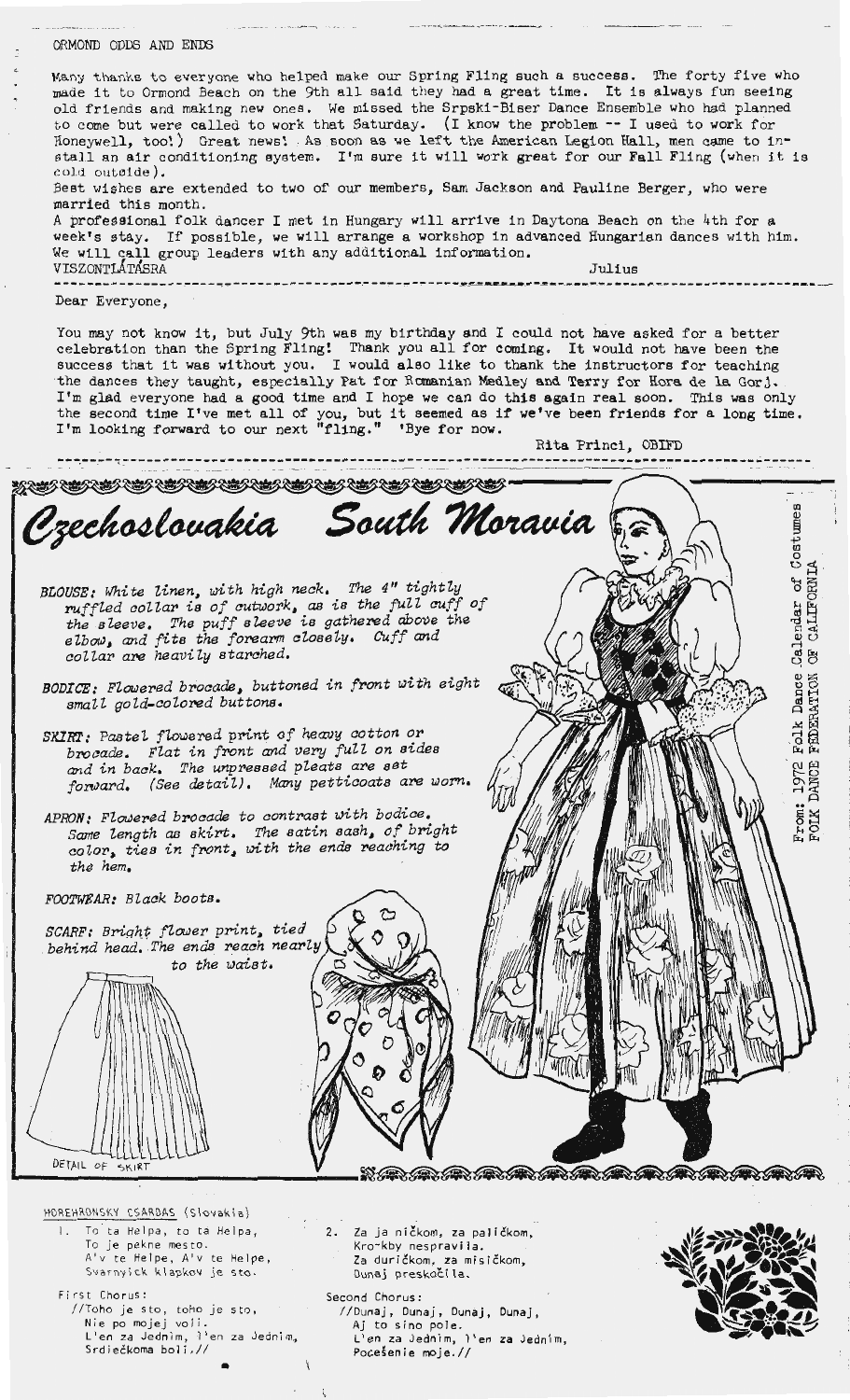ORMOND ODDS AND ENDS

Many thanks to everyone who helped make our Spring Fling such a success. The forty five who made it to Ormond Beach on the 9th all said they had a great time. It is always fun seeing old friends and making new ones. We missed the Srpski-Biser Dance Ensemble who had planned to come but were called to work that Saturday. (I know the problem -- I used to work for Honeywell, too!) Great news! As soon as we left the American Legion Hall, men came to install an air conditioning system. I'm sure it will work great for our Fall Fling (when it is cold outside).

Best wishes are extended to two of our members, Sam Jackson and Pauline Berger, who were married this month.

A professional folk dancer I met in Hungary will arrive in Daytona Beach on the 4th for a week's stay. If possible, we will arrange a workshop in advanced Hungarian dances with him. We will call group leaders with any additional information.

VISZONTLÁTÁSRA — Julius

---

Dear Everyone,

You may not know it, but July 9th was my birthday and I could not have asked for a better celebration than the Spring Fling! Thank you all for coming. It would not have been the success that it was without you. I would also like to thank the instructors for teaching the dances they taught, especially Pat for Romanian Medley and Terry for Hora de la Gorj. I'm glad everyone had a good time and I hope we can do this again real soon. This was only the second time I've met all of you, but it seemed as if we've been friends for a long time. I'm looking forward to our next "fling." 'Bye for now.

Rita Princi, OBIFD

---

## *Czechoslovakia South Moravia*

*BLOUSE: White linen, with high neck. The 4" tightly ruffled collar is of cutwork, as is the full cuff of the sleeve. The puff sleeve is gathered above the elbow, and fits the forearm closely. Cuff and collar are heavily starched.*

*BODICE: Flowered brocade, buttoned in front with eight small gold-colored buttons.*

*SKIRT: Pastel flowered print of heavy cotton or brocade. Flat in front and very full on sides and in back. The unpressed pleats are set forward. (See detail). Many petticoats are worn.*

*APRON: Flowered brocade to contrast with bodice. Same length as skirt. The satin sash, of bright color, ties in front, with the ends reaching to the hem.*

*FOOTWEAR: Black boots.*

*SCARF: Bright flower print, tied behind head. The ends reach nearly to the waist.*

DETAIL OF SKIRT

From: 1972 Folk Dance Calendar of Costumes FOLK DANCE FEDERATION OF CALIFORNIA

---

HOREHRONSKY CSARDAS (Slovakia)

1. To ta Helpa, to ta Helpa,
   To je pekne mesto.
   A'v te Helpe, A'v te Helpe,
   Svarnyick klapkov je sto.

First Chorus:
//Toho je sto, toho je sto,
Nie po mojej voli.
L'en za Jednim, l'en za Jednim,
Srdiečkoma boli.//

2. Za ja ničkom, za paličkom,
   Kro-kby nespravila.
   Za duričkom, za misičkom,
   Dunaj preskočila.

Second Chorus:
//Dunaj, Dunaj, Dunaj, Dunaj,
Aj to sino pole.
L'en za Jednim, l'en za Jednim,
Počešenie moje.//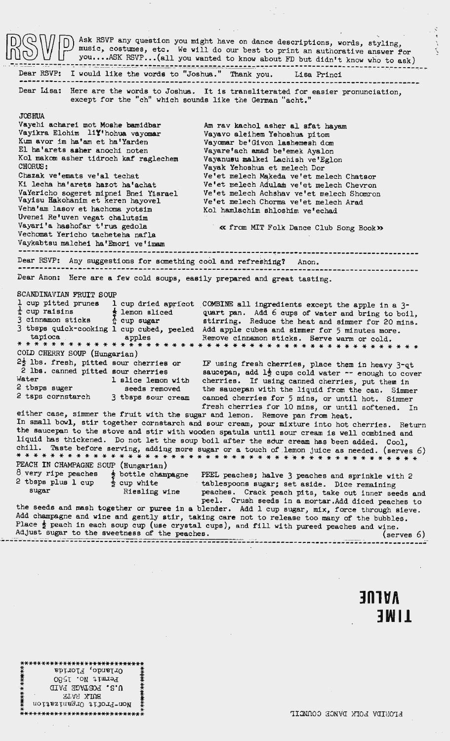# RSVP

Ask RSVP any question you might have on dance descriptions, words, styling, music, costumes, etc. We will do our best to print an authorative answer for you....ASK RSVP...(all you wanted to know about FD but didn't know who to ask)

---

Dear RSVP: I would like the words to "Joshua." Thank you. Lisa Princi

---

Dear Lisa: Here are the words to Joshua. It is transliterated for easier pronunciation, except for the "ch" which sounds like the German "acht."

**JOSHUA**

Vayehi acharei mot Moshe bamidbar
Vayikra Elohim liY'hohua vayomar
Kum avor im ha'am et ha'Yarden
El ha'arets asher anochi noten
Kol makom asher tidroch kaf raglechem

CHORUS:
Chazak ve'emats ve'al techat
Ki lecha ha'arets hazot ha'achat
VaYericho sogeret mipnei Bnei Yisrael
Vayisu Hakohanim et keren hayovel
Veha'am lasov et hachoma yotsim
Uvenei Re'uven vegat chalutsim
Vayari'a hashofar t'rua gedola
Vechomat Yericho tacheteha nafla
Vaykabtsu malchei ha'Emori ve'imam

Am rav kachol asher al sfat hayam
Vayavo aleihem Yehoshua pitom
Vayomar be'Givon lashemesh dom
Vayare'ach amad be'emek Ayalon
Vayanusu malkei Lachish ve'Eglon
Vayak Yehoshua et melech Dor
Ve'et melech Makeda ve'et melech Chatsor
Ve'et melech Adulam ve'et melech Chevron
Ve'et melech Achshav ve'et melech Shomron
Ve'et melech Chorma ve'et melech Arad
Kol hamlachim shloshim ve'echad

« from MIT Folk Dance Club Song Book »

---

Dear RSVP: Any suggestions for something cool and refreshing? Anon.

---

Dear Anon: Here are a few cold soups, easily prepared and great tasting.

**SCANDINAVIAN FRUIT SOUP**

1 cup pitted prunes
½ cup raisins
3 cinnamon sticks
3 tbsps quick-cooking tapioca
1 cup dried apricot
½ lemon sliced
¼ cup sugar
1 cup cubed, peeled apples

COMBINE all ingredients except the apple in a 3-quart pan. Add 6 cups of water and bring to boil, stirring. Reduce the heat and simmer for 20 mins. Add apple cubes and simmer for 5 minutes more. Remove cinnamon sticks. Serve warm or cold.

* * * * * * * * * * * * * * * * * * * * * * * * * * * * * * * * * * * * * * * *

**COLD CHERRY SOUP (Hungarian)**

2½ lbs. fresh, pitted sour cherries or
2 lbs. canned pitted sour cherries
Water
2 tbsps suger
2 tsps cornstarch
1 slice lemon with seeds removed
3 tbsps sour cream

IF using fresh cherries, place them in heavy 3-qt saucepan, add 1½ cups cold water -- enough to cover cherries. If using canned cherries, put them in the saucepan with the liquid from the can. Simmer canned cherries for 5 mins, or until hot. Simmer fresh cherries for 10 mins, or until softened. In either case, simmer the fruit with the sugar and lemon. Remove pan from heat. In small bowl, stir together cornstarch and sour cream, pour mixture into hot cherries. Return the saucepan to the stove and stir with wooden spatula until sour cream is well combined and liquid has thickened. Do not let the soup boil after the sour cream has been added. Cool, chill. Taste before serving, adding more sugar or a touch of lemon juice as needed. (serves 6)

* * * * * * * * * * * * * * * * * * * * * * * * * * * * * * * * * * * * * * * *

**PEACH IN CHAMPAGNE SOUP (Hungarian)**

8 very ripe peaches
2 tbsps plus 1 cup sugar
½ bottle champagne
½ cup white Riesling wine

PEEL peaches; halve 3 peaches and sprinkle with 2 tablespoons sugar; set aside. Dice remaining peaches. Crack peach pits, take out inner seeds and peel. Crush seeds in a mortar.Add diced peaches to the seeds and mash together or puree in a blender. Add 1 cup sugar, mix, force through sieve. Add champagne and wine and gently stir, taking care not to release too many of the bubbles. Place ½ peach in each soup cup (use crystal cups), and fill with pureed peaches and wine. Adjust sugar to the sweetness of the peaches. (serves 6)

---

TIME VALUE

Non-Profit Organization
BULK RATE
U.S. POSTAGE PAID
Permit No. 1580
Orlando, Florida

FLORIDA FOLK DANCE COUNCIL